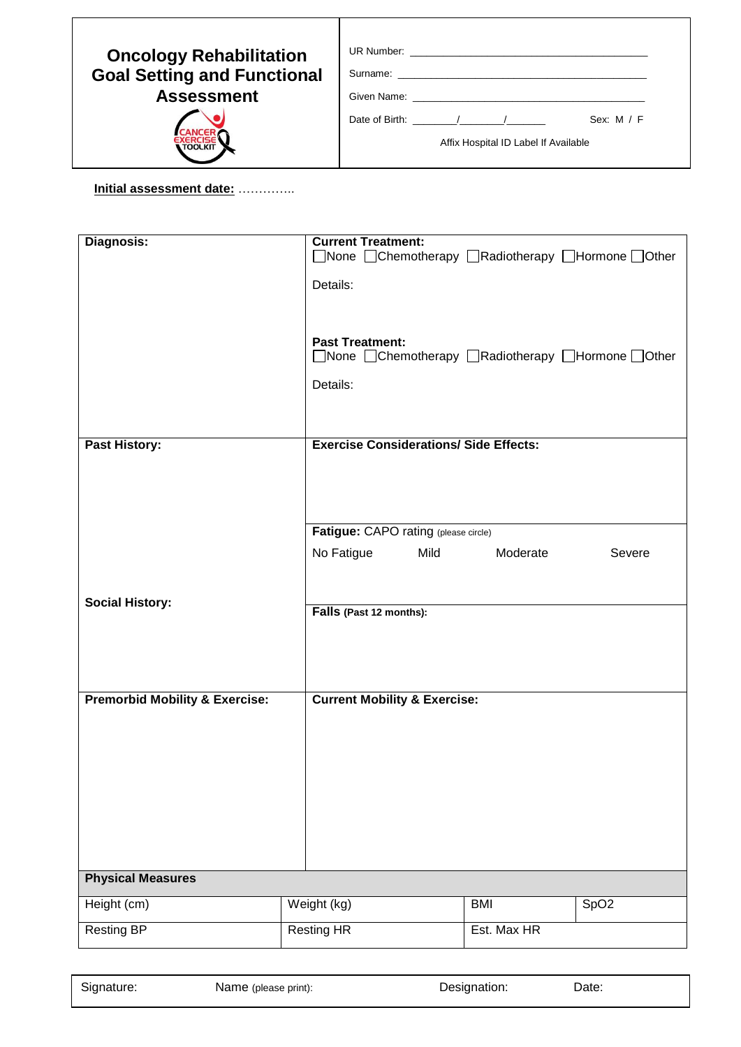# Oncology Rehabilitation Goal Setting and Functional Assessment

CANCER EXERCISE TOOLKIT

UR Number: ______________________________________

Surname: ______________________________________

Given Name: ______________________________________

Date of Birth: _______/_______/_______ Sex: M / F

Affix Hospital ID Label If Available

**Initial assessment date:** …………..

| **Diagnosis:** | **Current Treatment:**<br>☐None ☐Chemotherapy ☐Radiotherapy ☐Hormone ☐Other<br><br>Details:<br><br>**Past Treatment:**<br>☐None ☐Chemotherapy ☐Radiotherapy ☐Hormone ☐Other<br><br>Details: |
|---|---|
| **Past History:**<br><br>**Social History:** | **Exercise Considerations/ Side Effects:**<br><br>**Fatigue:** CAPO rating (please circle)<br>No Fatigue Mild Moderate Severe<br><br>**Falls** (Past 12 months): |
| **Premorbid Mobility & Exercise:** | **Current Mobility & Exercise:** |

| **Physical Measures** | | | |
|---|---|---|---|
| Height (cm) | Weight (kg) | BMI | SpO2 |
| Resting BP | Resting HR | Est. Max HR | |

| Signature: | Name (please print): | Designation: | Date: |
|---|---|---|---|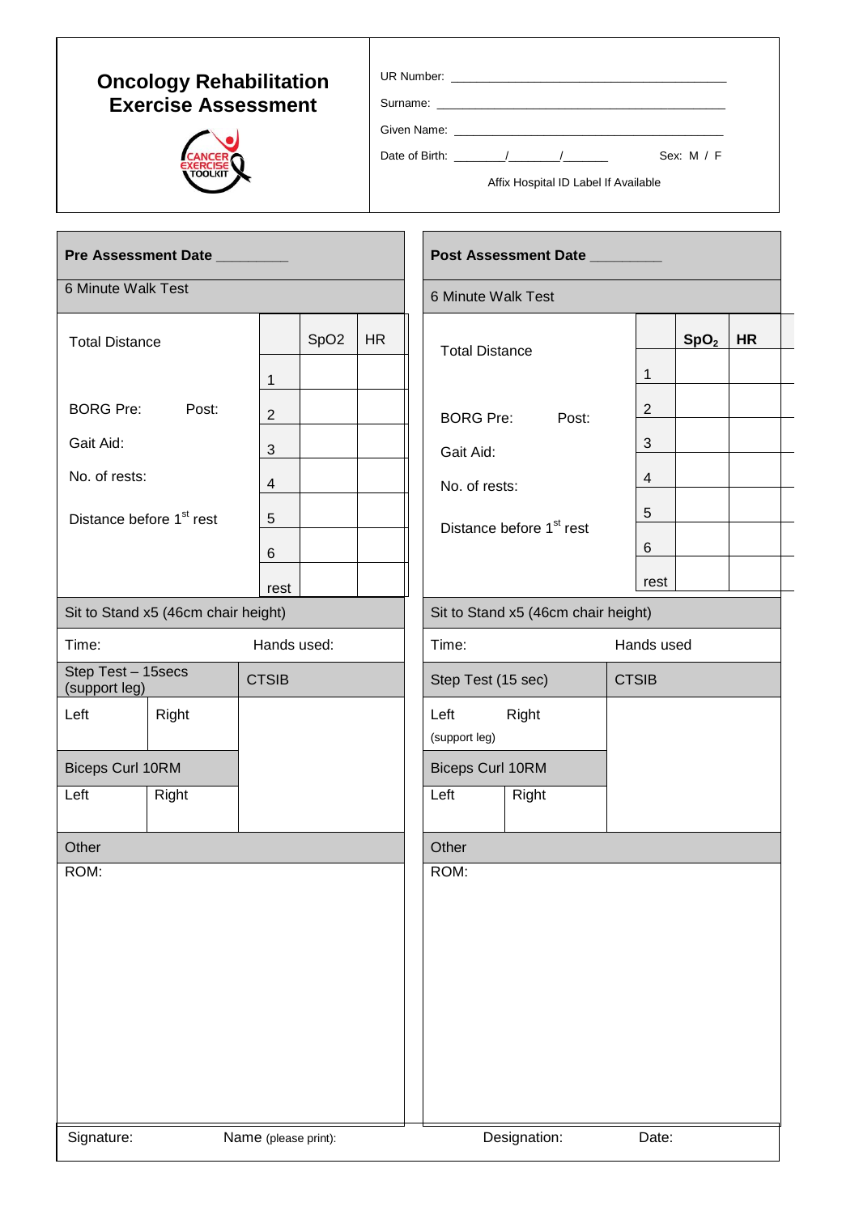# Oncology Rehabilitation Exercise Assessment

UR Number: ________________________________________

Surname: ________________________________________

Given Name: ________________________________________

Date of Birth: ______/______/______ Sex: M / F

Affix Hospital ID Label If Available

## Pre Assessment Date ________

### 6 Minute Walk Test

Total Distance

BORG Pre: Post:

Gait Aid:

No. of rests:

Distance before 1st rest

| | SpO2 | HR |
|---|---|---|
| 1 | | |
| 2 | | |
| 3 | | |
| 4 | | |
| 5 | | |
| 6 | | |
| rest | | |

### Sit to Stand x5 (46cm chair height)

Time: Hands used:

### Step Test – 15secs (support leg)

| Left | Right |
|---|---|
| | |

### CTSIB

### Biceps Curl 10RM

| Left | Right |
|---|---|
| | |

### Other

ROM:

## Post Assessment Date ________

### 6 Minute Walk Test

Total Distance

BORG Pre: Post:

Gait Aid:

No. of rests:

Distance before 1st rest

| | $SpO_2$ | HR |
|---|---|---|
| 1 | | |
| 2 | | |
| 3 | | |
| 4 | | |
| 5 | | |
| 6 | | |
| rest | | |

### Sit to Stand x5 (46cm chair height)

Time: Hands used

### Step Test (15 sec)

| Left (support leg) | Right |
|---|---|
| | |

### CTSIB

### Biceps Curl 10RM

| Left | Right |
|---|---|
| | |

### Other

ROM:

Signature: Name (please print): Designation: Date: